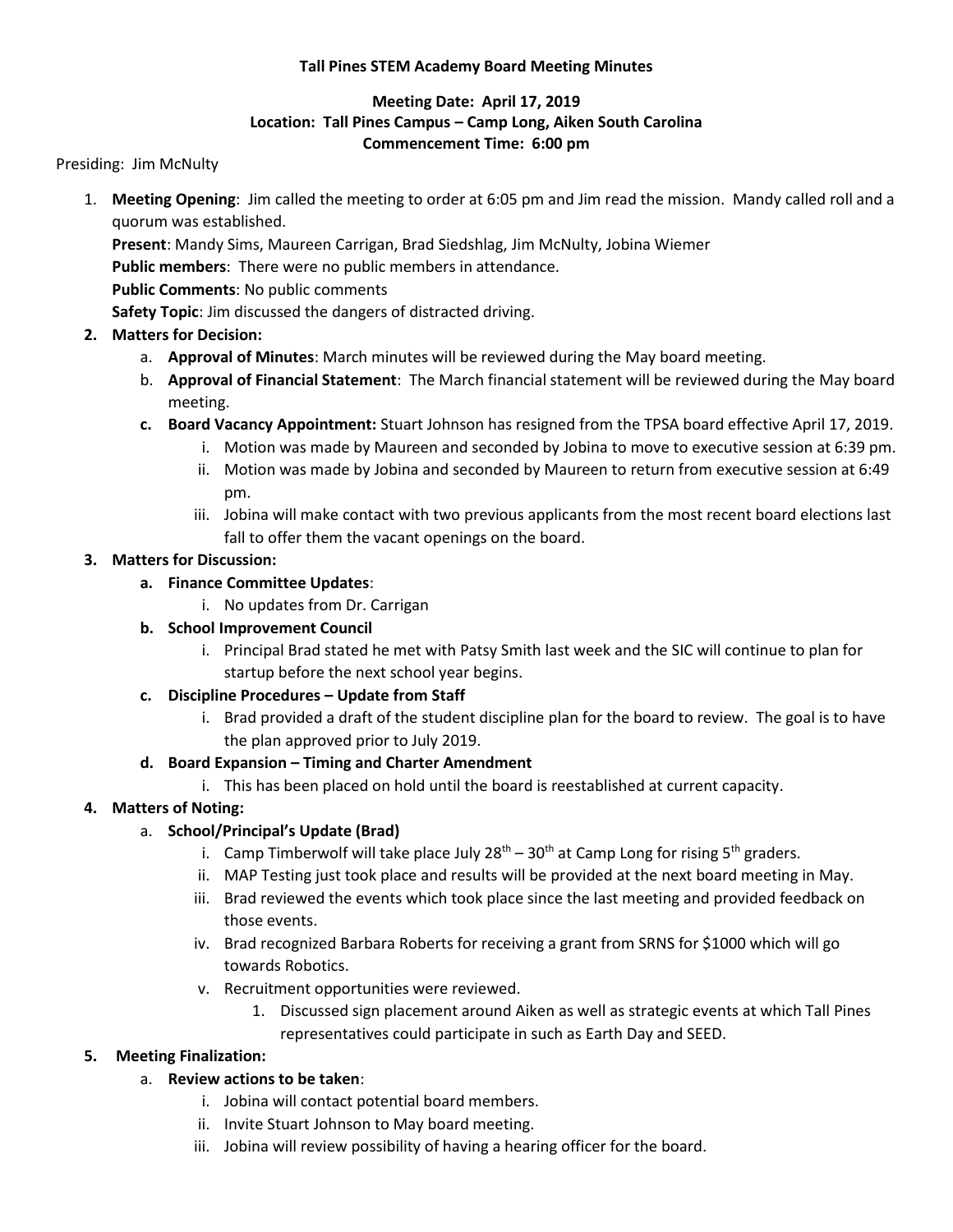**Tall Pines STEM Academy Board Meeting Minutes**

**Meeting Date: April 17, 2019**
**Location: Tall Pines Campus – Camp Long, Aiken South Carolina**
**Commencement Time: 6:00 pm**

Presiding: Jim McNulty

1. **Meeting Opening**: Jim called the meeting to order at 6:05 pm and Jim read the mission. Mandy called roll and a quorum was established.
   **Present**: Mandy Sims, Maureen Carrigan, Brad Siedshlag, Jim McNulty, Jobina Wiemer
   **Public members**: There were no public members in attendance.
   **Public Comments**: No public comments
   **Safety Topic**: Jim discussed the dangers of distracted driving.
2. **Matters for Decision:**
   a. **Approval of Minutes**: March minutes will be reviewed during the May board meeting.
   b. **Approval of Financial Statement**: The March financial statement will be reviewed during the May board meeting.
   c. **Board Vacancy Appointment:** Stuart Johnson has resigned from the TPSA board effective April 17, 2019.
      i. Motion was made by Maureen and seconded by Jobina to move to executive session at 6:39 pm.
      ii. Motion was made by Jobina and seconded by Maureen to return from executive session at 6:49 pm.
      iii. Jobina will make contact with two previous applicants from the most recent board elections last fall to offer them the vacant openings on the board.
3. **Matters for Discussion:**
   a. **Finance Committee Updates**:
      i. No updates from Dr. Carrigan
   b. **School Improvement Council**
      i. Principal Brad stated he met with Patsy Smith last week and the SIC will continue to plan for startup before the next school year begins.
   c. **Discipline Procedures – Update from Staff**
      i. Brad provided a draft of the student discipline plan for the board to review. The goal is to have the plan approved prior to July 2019.
   d. **Board Expansion – Timing and Charter Amendment**
      i. This has been placed on hold until the board is reestablished at current capacity.
4. **Matters of Noting:**
   a. **School/Principal's Update (Brad)**
      i. Camp Timberwolf will take place July 28th – 30th at Camp Long for rising 5th graders.
      ii. MAP Testing just took place and results will be provided at the next board meeting in May.
      iii. Brad reviewed the events which took place since the last meeting and provided feedback on those events.
      iv. Brad recognized Barbara Roberts for receiving a grant from SRNS for $1000 which will go towards Robotics.
      v. Recruitment opportunities were reviewed.
         1. Discussed sign placement around Aiken as well as strategic events at which Tall Pines representatives could participate in such as Earth Day and SEED.
5. **Meeting Finalization:**
   a. **Review actions to be taken**:
      i. Jobina will contact potential board members.
      ii. Invite Stuart Johnson to May board meeting.
      iii. Jobina will review possibility of having a hearing officer for the board.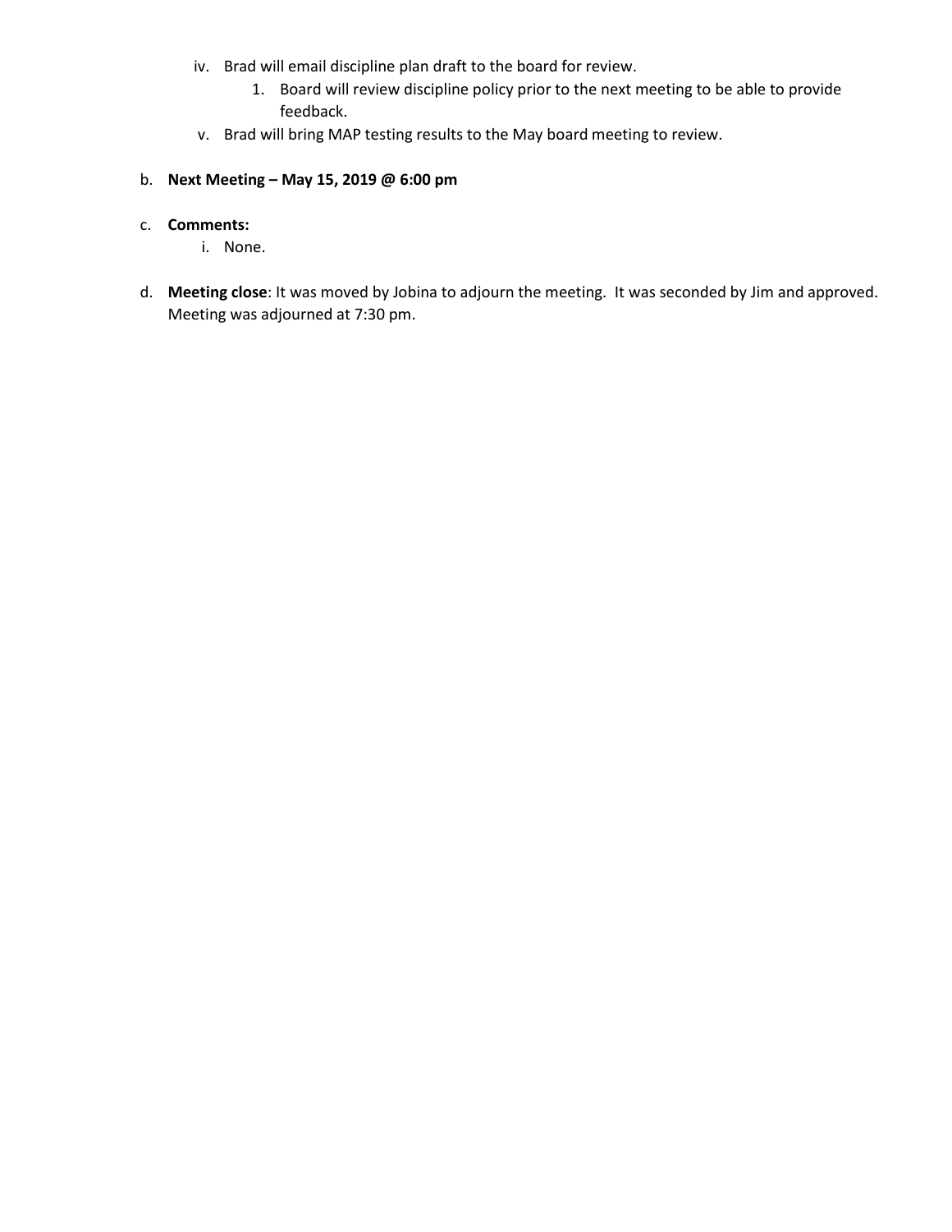iv. Brad will email discipline plan draft to the board for review.
    1. Board will review discipline policy prior to the next meeting to be able to provide feedback.

v. Brad will bring MAP testing results to the May board meeting to review.

b. **Next Meeting – May 15, 2019 @ 6:00 pm**

c. **Comments:**
   i. None.

d. **Meeting close**: It was moved by Jobina to adjourn the meeting. It was seconded by Jim and approved. Meeting was adjourned at 7:30 pm.